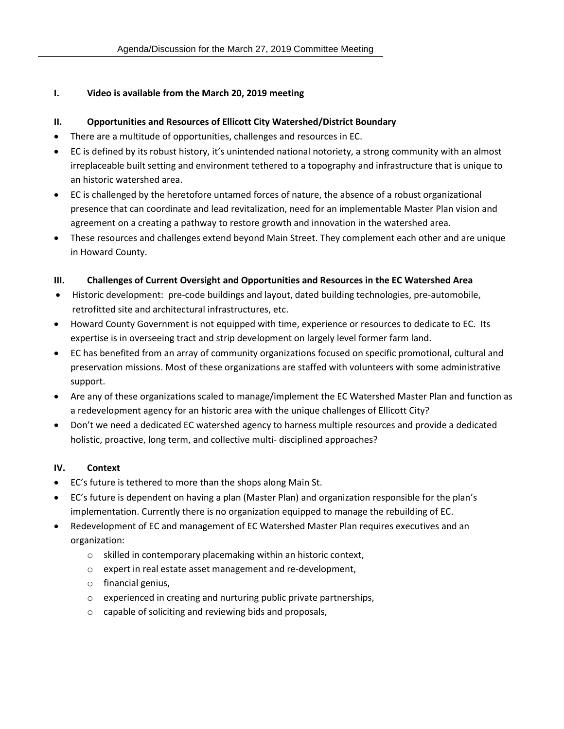Agenda/Discussion for the March 27, 2019 Committee Meeting

## I. Video is available from the March 20, 2019 meeting

## II. Opportunities and Resources of Ellicott City Watershed/District Boundary

- There are a multitude of opportunities, challenges and resources in EC.
- EC is defined by its robust history, it's unintended national notoriety, a strong community with an almost irreplaceable built setting and environment tethered to a topography and infrastructure that is unique to an historic watershed area.
- EC is challenged by the heretofore untamed forces of nature, the absence of a robust organizational presence that can coordinate and lead revitalization, need for an implementable Master Plan vision and agreement on a creating a pathway to restore growth and innovation in the watershed area.
- These resources and challenges extend beyond Main Street. They complement each other and are unique in Howard County.

## III. Challenges of Current Oversight and Opportunities and Resources in the EC Watershed Area

- Historic development: pre-code buildings and layout, dated building technologies, pre-automobile, retrofitted site and architectural infrastructures, etc.
- Howard County Government is not equipped with time, experience or resources to dedicate to EC. Its expertise is in overseeing tract and strip development on largely level former farm land.
- EC has benefited from an array of community organizations focused on specific promotional, cultural and preservation missions. Most of these organizations are staffed with volunteers with some administrative support.
- Are any of these organizations scaled to manage/implement the EC Watershed Master Plan and function as a redevelopment agency for an historic area with the unique challenges of Ellicott City?
- Don't we need a dedicated EC watershed agency to harness multiple resources and provide a dedicated holistic, proactive, long term, and collective multi- disciplined approaches?

## IV. Context

- EC's future is tethered to more than the shops along Main St.
- EC's future is dependent on having a plan (Master Plan) and organization responsible for the plan's implementation. Currently there is no organization equipped to manage the rebuilding of EC.
- Redevelopment of EC and management of EC Watershed Master Plan requires executives and an organization:
  - skilled in contemporary placemaking within an historic context,
  - expert in real estate asset management and re-development,
  - financial genius,
  - experienced in creating and nurturing public private partnerships,
  - capable of soliciting and reviewing bids and proposals,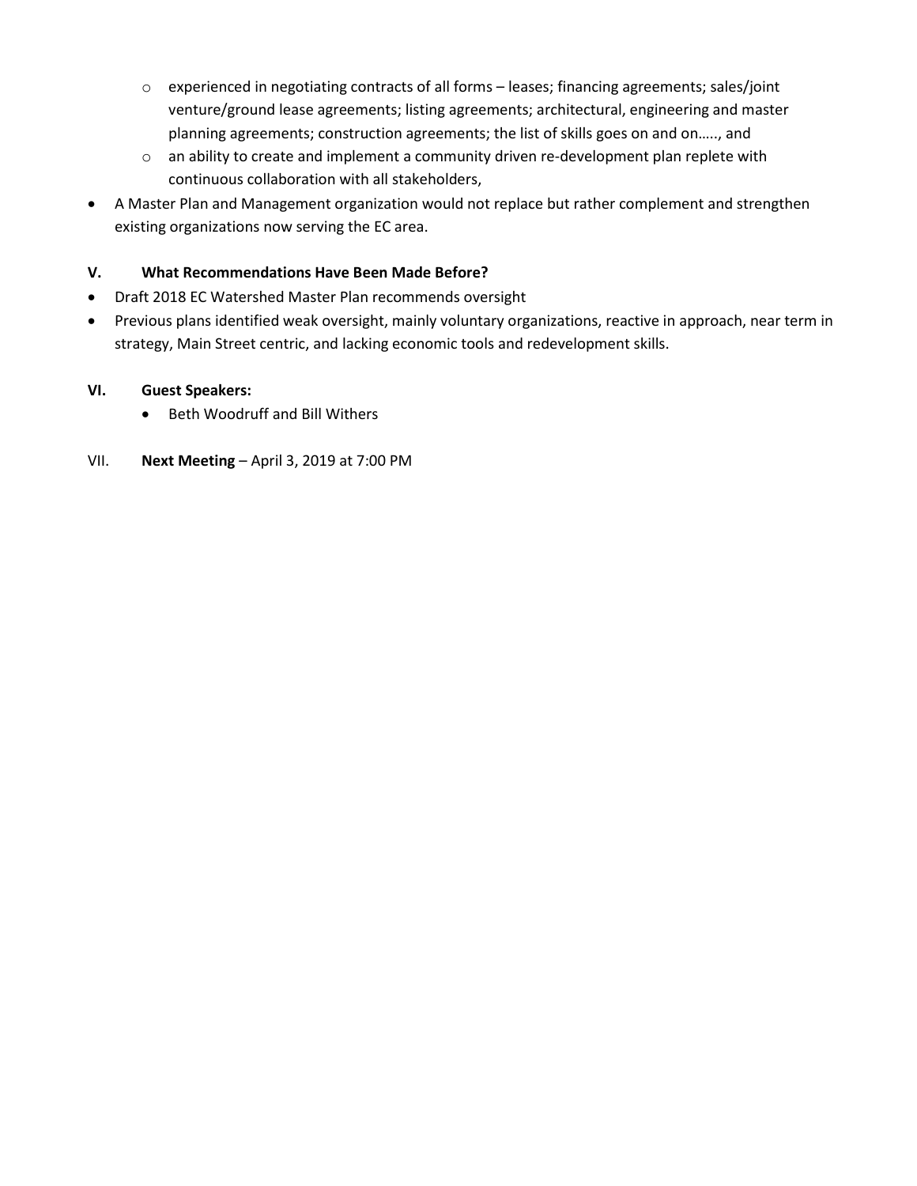- experienced in negotiating contracts of all forms – leases; financing agreements; sales/joint venture/ground lease agreements; listing agreements; architectural, engineering and master planning agreements; construction agreements; the list of skills goes on and on….., and
  - an ability to create and implement a community driven re-development plan replete with continuous collaboration with all stakeholders,
- A Master Plan and Management organization would not replace but rather complement and strengthen existing organizations now serving the EC area.

**V. What Recommendations Have Been Made Before?**

- Draft 2018 EC Watershed Master Plan recommends oversight
- Previous plans identified weak oversight, mainly voluntary organizations, reactive in approach, near term in strategy, Main Street centric, and lacking economic tools and redevelopment skills.

**VI. Guest Speakers:**

- Beth Woodruff and Bill Withers

VII. **Next Meeting** – April 3, 2019 at 7:00 PM